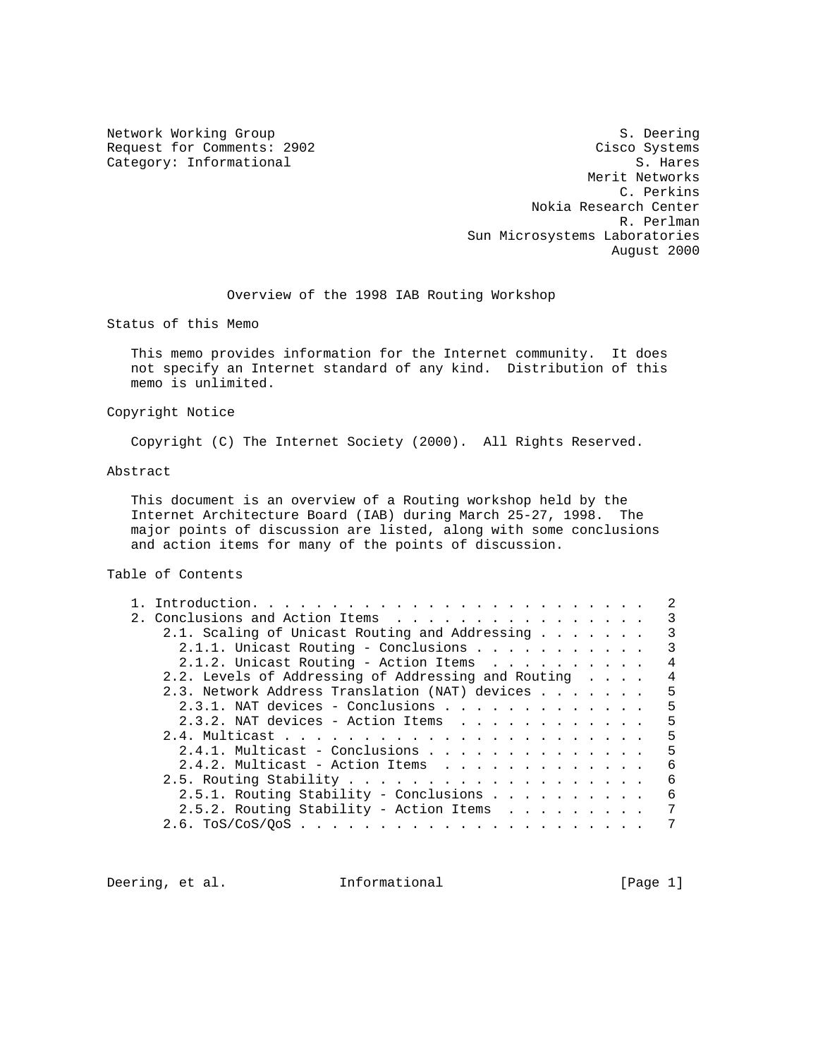Network Working Group S. Deering
Request for Comments: 2902 Cisco Systems
Category: Informational S. Hares
Merit Networks
C. Perkins
Nokia Research Center
R. Perlman
Sun Microsystems Laboratories
August 2000

# Overview of the 1998 IAB Routing Workshop

## Status of this Memo

This memo provides information for the Internet community. It does not specify an Internet standard of any kind. Distribution of this memo is unlimited.

## Copyright Notice

Copyright (C) The Internet Society (2000). All Rights Reserved.

## Abstract

This document is an overview of a Routing workshop held by the Internet Architecture Board (IAB) during March 25-27, 1998. The major points of discussion are listed, along with some conclusions and action items for many of the points of discussion.

## Table of Contents

```
1. Introduction. . . . . . . . . . . . . . . . . . . . . . . . .   2
2. Conclusions and Action Items  . . . . . . . . . . . . . . . .   3
    2.1. Scaling of Unicast Routing and Addressing . . . . . . .   3
      2.1.1. Unicast Routing - Conclusions . . . . . . . . . . .   3
      2.1.2. Unicast Routing - Action Items  . . . . . . . . . .   4
    2.2. Levels of Addressing of Addressing and Routing  . . . .   4
    2.3. Network Address Translation (NAT) devices . . . . . . .   5
      2.3.1. NAT devices - Conclusions . . . . . . . . . . . . .   5
      2.3.2. NAT devices - Action Items  . . . . . . . . . . . .   5
    2.4. Multicast . . . . . . . . . . . . . . . . . . . . . . .   5
      2.4.1. Multicast - Conclusions . . . . . . . . . . . . . .   5
      2.4.2. Multicast - Action Items  . . . . . . . . . . . . .   6
    2.5. Routing Stability . . . . . . . . . . . . . . . . . . .   6
      2.5.1. Routing Stability - Conclusions . . . . . . . . . .   6
      2.5.2. Routing Stability - Action Items  . . . . . . . . .   7
    2.6. ToS/CoS/QoS . . . . . . . . . . . . . . . . . . . . . .   7
```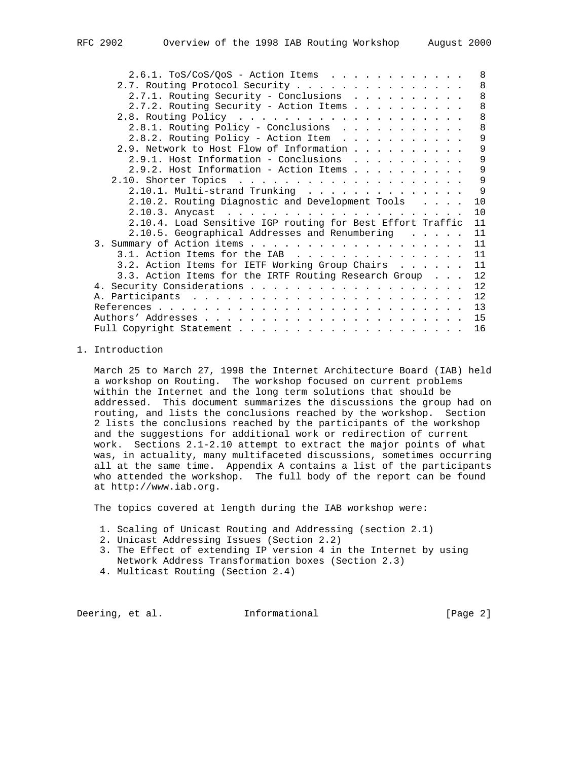2.6.1. ToS/CoS/QoS - Action Items . . . . . . . . . . . . . 8
2.7. Routing Protocol Security . . . . . . . . . . . . . . . 8
2.7.1. Routing Security - Conclusions . . . . . . . . . . 8
2.7.2. Routing Security - Action Items . . . . . . . . . . 8
2.8. Routing Policy . . . . . . . . . . . . . . . . . . . . 8
2.8.1. Routing Policy - Conclusions . . . . . . . . . . . 8
2.8.2. Routing Policy - Action Item . . . . . . . . . . . 9
2.9. Network to Host Flow of Information . . . . . . . . . . 9
2.9.1. Host Information - Conclusions . . . . . . . . . . 9
2.9.2. Host Information - Action Items . . . . . . . . . . 9
2.10. Shorter Topics . . . . . . . . . . . . . . . . . . . . 9
2.10.1. Multi-strand Trunking . . . . . . . . . . . . . . 9
2.10.2. Routing Diagnostic and Development Tools . . . . 10
2.10.3. Anycast . . . . . . . . . . . . . . . . . . . . . 10
2.10.4. Load Sensitive IGP routing for Best Effort Traffic 11
2.10.5. Geographical Addresses and Renumbering . . . . . 11
3. Summary of Action items . . . . . . . . . . . . . . . . . . 11
3.1. Action Items for the IAB . . . . . . . . . . . . . . . 11
3.2. Action Items for IETF Working Group Chairs . . . . . . 11
3.3. Action Items for the IRTF Routing Research Group . . . 12
4. Security Considerations . . . . . . . . . . . . . . . . . . 12
A. Participants . . . . . . . . . . . . . . . . . . . . . . . 12
References . . . . . . . . . . . . . . . . . . . . . . . . . . 13
Authors' Addresses . . . . . . . . . . . . . . . . . . . . . . 15
Full Copyright Statement . . . . . . . . . . . . . . . . . . . 16

## 1. Introduction

March 25 to March 27, 1998 the Internet Architecture Board (IAB) held a workshop on Routing. The workshop focused on current problems within the Internet and the long term solutions that should be addressed. This document summarizes the discussions the group had on routing, and lists the conclusions reached by the workshop. Section 2 lists the conclusions reached by the participants of the workshop and the suggestions for additional work or redirection of current work. Sections 2.1-2.10 attempt to extract the major points of what was, in actuality, many multifaceted discussions, sometimes occurring all at the same time. Appendix A contains a list of the participants who attended the workshop. The full body of the report can be found at http://www.iab.org.

The topics covered at length during the IAB workshop were:

1. Scaling of Unicast Routing and Addressing (section 2.1)
2. Unicast Addressing Issues (Section 2.2)
3. The Effect of extending IP version 4 in the Internet by using Network Address Transformation boxes (Section 2.3)
4. Multicast Routing (Section 2.4)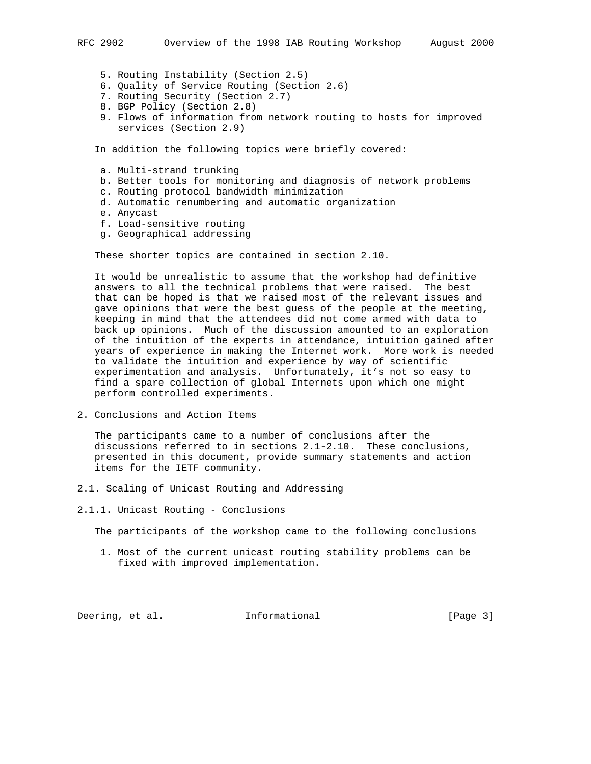5. Routing Instability (Section 2.5)
6. Quality of Service Routing (Section 2.6)
7. Routing Security (Section 2.7)
8. BGP Policy (Section 2.8)
9. Flows of information from network routing to hosts for improved services (Section 2.9)

In addition the following topics were briefly covered:

a. Multi-strand trunking
b. Better tools for monitoring and diagnosis of network problems
c. Routing protocol bandwidth minimization
d. Automatic renumbering and automatic organization
e. Anycast
f. Load-sensitive routing
g. Geographical addressing

These shorter topics are contained in section 2.10.

It would be unrealistic to assume that the workshop had definitive answers to all the technical problems that were raised. The best that can be hoped is that we raised most of the relevant issues and gave opinions that were the best guess of the people at the meeting, keeping in mind that the attendees did not come armed with data to back up opinions. Much of the discussion amounted to an exploration of the intuition of the experts in attendance, intuition gained after years of experience in making the Internet work. More work is needed to validate the intuition and experience by way of scientific experimentation and analysis. Unfortunately, it's not so easy to find a spare collection of global Internets upon which one might perform controlled experiments.

## 2. Conclusions and Action Items

The participants came to a number of conclusions after the discussions referred to in sections 2.1-2.10. These conclusions, presented in this document, provide summary statements and action items for the IETF community.

### 2.1. Scaling of Unicast Routing and Addressing

#### 2.1.1. Unicast Routing - Conclusions

The participants of the workshop came to the following conclusions

1. Most of the current unicast routing stability problems can be fixed with improved implementation.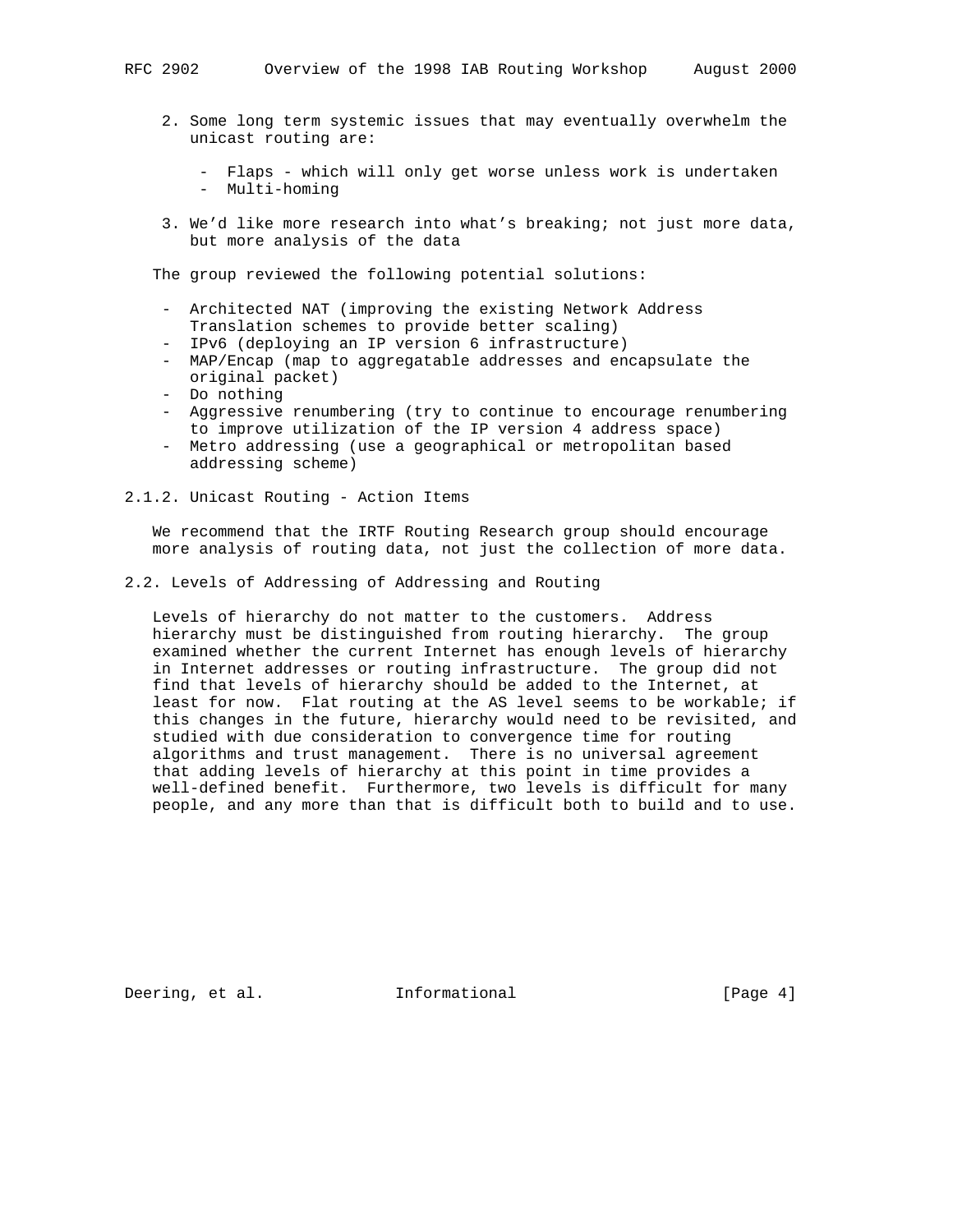2. Some long term systemic issues that may eventually overwhelm the unicast routing are:

   - Flaps - which will only get worse unless work is undertaken
   - Multi-homing

3. We'd like more research into what's breaking; not just more data, but more analysis of the data

The group reviewed the following potential solutions:

- Architected NAT (improving the existing Network Address Translation schemes to provide better scaling)
- IPv6 (deploying an IP version 6 infrastructure)
- MAP/Encap (map to aggregatable addresses and encapsulate the original packet)
- Do nothing
- Aggressive renumbering (try to continue to encourage renumbering to improve utilization of the IP version 4 address space)
- Metro addressing (use a geographical or metropolitan based addressing scheme)

### 2.1.2. Unicast Routing - Action Items

We recommend that the IRTF Routing Research group should encourage more analysis of routing data, not just the collection of more data.

## 2.2. Levels of Addressing of Addressing and Routing

Levels of hierarchy do not matter to the customers. Address hierarchy must be distinguished from routing hierarchy. The group examined whether the current Internet has enough levels of hierarchy in Internet addresses or routing infrastructure. The group did not find that levels of hierarchy should be added to the Internet, at least for now. Flat routing at the AS level seems to be workable; if this changes in the future, hierarchy would need to be revisited, and studied with due consideration to convergence time for routing algorithms and trust management. There is no universal agreement that adding levels of hierarchy at this point in time provides a well-defined benefit. Furthermore, two levels is difficult for many people, and any more than that is difficult both to build and to use.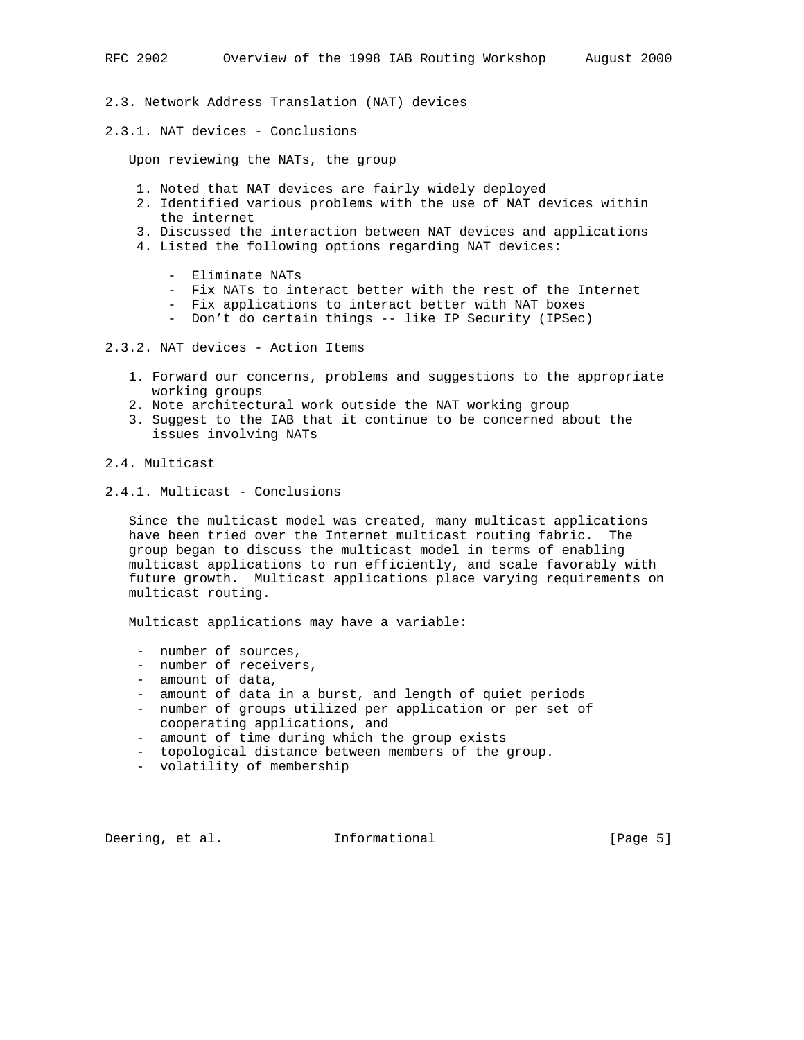### 2.3. Network Address Translation (NAT) devices

#### 2.3.1. NAT devices - Conclusions

Upon reviewing the NATs, the group

1. Noted that NAT devices are fairly widely deployed
2. Identified various problems with the use of NAT devices within the internet
3. Discussed the interaction between NAT devices and applications
4. Listed the following options regarding NAT devices:

   - Eliminate NATs
   - Fix NATs to interact better with the rest of the Internet
   - Fix applications to interact better with NAT boxes
   - Don't do certain things -- like IP Security (IPSec)

#### 2.3.2. NAT devices - Action Items

1. Forward our concerns, problems and suggestions to the appropriate working groups
2. Note architectural work outside the NAT working group
3. Suggest to the IAB that it continue to be concerned about the issues involving NATs

### 2.4. Multicast

#### 2.4.1. Multicast - Conclusions

Since the multicast model was created, many multicast applications have been tried over the Internet multicast routing fabric. The group began to discuss the multicast model in terms of enabling multicast applications to run efficiently, and scale favorably with future growth. Multicast applications place varying requirements on multicast routing.

Multicast applications may have a variable:

- number of sources,
- number of receivers,
- amount of data,
- amount of data in a burst, and length of quiet periods
- number of groups utilized per application or per set of cooperating applications, and
- amount of time during which the group exists
- topological distance between members of the group.
- volatility of membership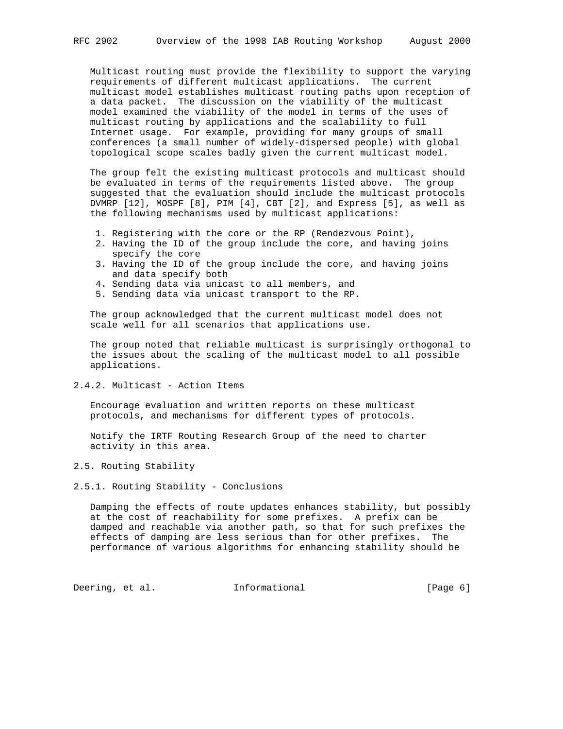Multicast routing must provide the flexibility to support the varying requirements of different multicast applications. The current multicast model establishes multicast routing paths upon reception of a data packet. The discussion on the viability of the multicast model examined the viability of the model in terms of the uses of multicast routing by applications and the scalability to full Internet usage. For example, providing for many groups of small conferences (a small number of widely-dispersed people) with global topological scope scales badly given the current multicast model.

The group felt the existing multicast protocols and multicast should be evaluated in terms of the requirements listed above. The group suggested that the evaluation should include the multicast protocols DVMRP [12], MOSPF [8], PIM [4], CBT [2], and Express [5], as well as the following mechanisms used by multicast applications:

1. Registering with the core or the RP (Rendezvous Point),
2. Having the ID of the group include the core, and having joins specify the core
3. Having the ID of the group include the core, and having joins and data specify both
4. Sending data via unicast to all members, and
5. Sending data via unicast transport to the RP.

The group acknowledged that the current multicast model does not scale well for all scenarios that applications use.

The group noted that reliable multicast is surprisingly orthogonal to the issues about the scaling of the multicast model to all possible applications.

#### 2.4.2. Multicast - Action Items

Encourage evaluation and written reports on these multicast protocols, and mechanisms for different types of protocols.

Notify the IRTF Routing Research Group of the need to charter activity in this area.

### 2.5. Routing Stability

#### 2.5.1. Routing Stability - Conclusions

Damping the effects of route updates enhances stability, but possibly at the cost of reachability for some prefixes. A prefix can be damped and reachable via another path, so that for such prefixes the effects of damping are less serious than for other prefixes. The performance of various algorithms for enhancing stability should be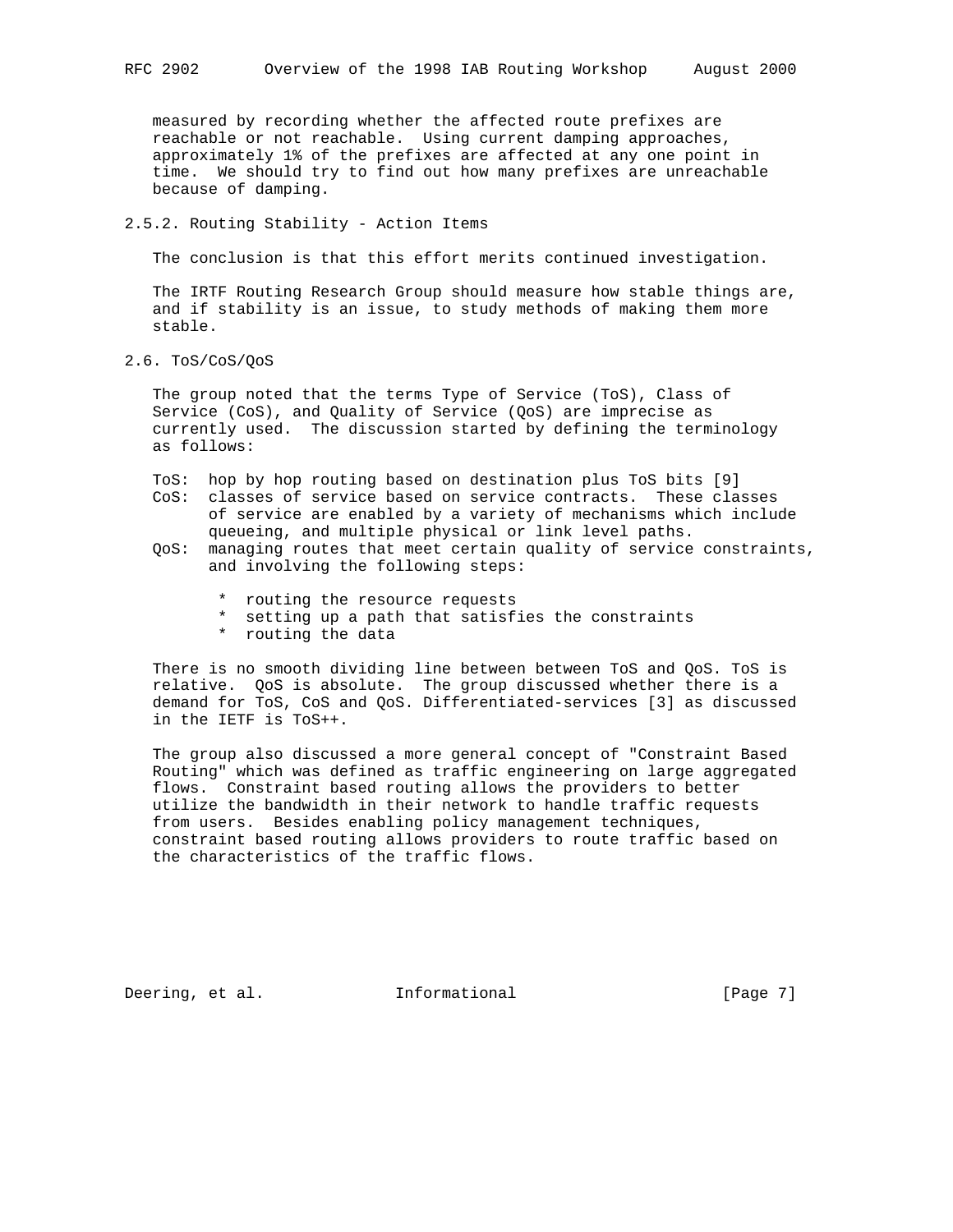measured by recording whether the affected route prefixes are reachable or not reachable. Using current damping approaches, approximately 1% of the prefixes are affected at any one point in time. We should try to find out how many prefixes are unreachable because of damping.

### 2.5.2. Routing Stability - Action Items

The conclusion is that this effort merits continued investigation.

The IRTF Routing Research Group should measure how stable things are, and if stability is an issue, to study methods of making them more stable.

## 2.6. ToS/CoS/QoS

The group noted that the terms Type of Service (ToS), Class of Service (CoS), and Quality of Service (QoS) are imprecise as currently used. The discussion started by defining the terminology as follows:

- ToS: hop by hop routing based on destination plus ToS bits [9]
- CoS: classes of service based on service contracts. These classes of service are enabled by a variety of mechanisms which include queueing, and multiple physical or link level paths.
- QoS: managing routes that meet certain quality of service constraints, and involving the following steps:
  - routing the resource requests
  - setting up a path that satisfies the constraints
  - routing the data

There is no smooth dividing line between between ToS and QoS. ToS is relative. QoS is absolute. The group discussed whether there is a demand for ToS, CoS and QoS. Differentiated-services [3] as discussed in the IETF is ToS++.

The group also discussed a more general concept of "Constraint Based Routing" which was defined as traffic engineering on large aggregated flows. Constraint based routing allows the providers to better utilize the bandwidth in their network to handle traffic requests from users. Besides enabling policy management techniques, constraint based routing allows providers to route traffic based on the characteristics of the traffic flows.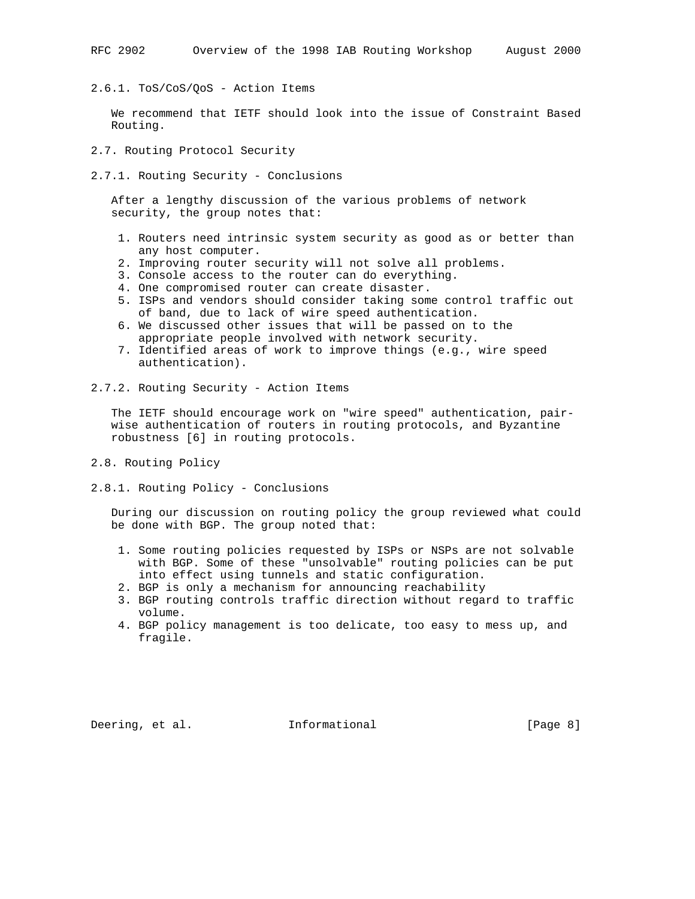### 2.6.1. ToS/CoS/QoS - Action Items

We recommend that IETF should look into the issue of Constraint Based Routing.

## 2.7. Routing Protocol Security

### 2.7.1. Routing Security - Conclusions

After a lengthy discussion of the various problems of network security, the group notes that:

1. Routers need intrinsic system security as good as or better than any host computer.
2. Improving router security will not solve all problems.
3. Console access to the router can do everything.
4. One compromised router can create disaster.
5. ISPs and vendors should consider taking some control traffic out of band, due to lack of wire speed authentication.
6. We discussed other issues that will be passed on to the appropriate people involved with network security.
7. Identified areas of work to improve things (e.g., wire speed authentication).

### 2.7.2. Routing Security - Action Items

The IETF should encourage work on "wire speed" authentication, pair-wise authentication of routers in routing protocols, and Byzantine robustness [6] in routing protocols.

## 2.8. Routing Policy

### 2.8.1. Routing Policy - Conclusions

During our discussion on routing policy the group reviewed what could be done with BGP. The group noted that:

1. Some routing policies requested by ISPs or NSPs are not solvable with BGP. Some of these "unsolvable" routing policies can be put into effect using tunnels and static configuration.
2. BGP is only a mechanism for announcing reachability
3. BGP routing controls traffic direction without regard to traffic volume.
4. BGP policy management is too delicate, too easy to mess up, and fragile.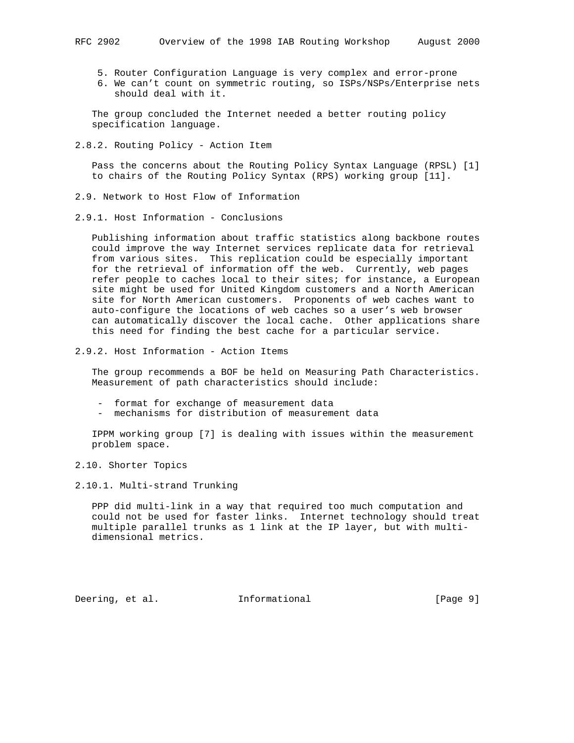5. Router Configuration Language is very complex and error-prone
6. We can't count on symmetric routing, so ISPs/NSPs/Enterprise nets should deal with it.

The group concluded the Internet needed a better routing policy specification language.

### 2.8.2. Routing Policy - Action Item

Pass the concerns about the Routing Policy Syntax Language (RPSL) [1] to chairs of the Routing Policy Syntax (RPS) working group [11].

## 2.9. Network to Host Flow of Information

### 2.9.1. Host Information - Conclusions

Publishing information about traffic statistics along backbone routes could improve the way Internet services replicate data for retrieval from various sites. This replication could be especially important for the retrieval of information off the web. Currently, web pages refer people to caches local to their sites; for instance, a European site might be used for United Kingdom customers and a North American site for North American customers. Proponents of web caches want to auto-configure the locations of web caches so a user's web browser can automatically discover the local cache. Other applications share this need for finding the best cache for a particular service.

### 2.9.2. Host Information - Action Items

The group recommends a BOF be held on Measuring Path Characteristics. Measurement of path characteristics should include:

- format for exchange of measurement data
- mechanisms for distribution of measurement data

IPPM working group [7] is dealing with issues within the measurement problem space.

## 2.10. Shorter Topics

### 2.10.1. Multi-strand Trunking

PPP did multi-link in a way that required too much computation and could not be used for faster links. Internet technology should treat multiple parallel trunks as 1 link at the IP layer, but with multi-dimensional metrics.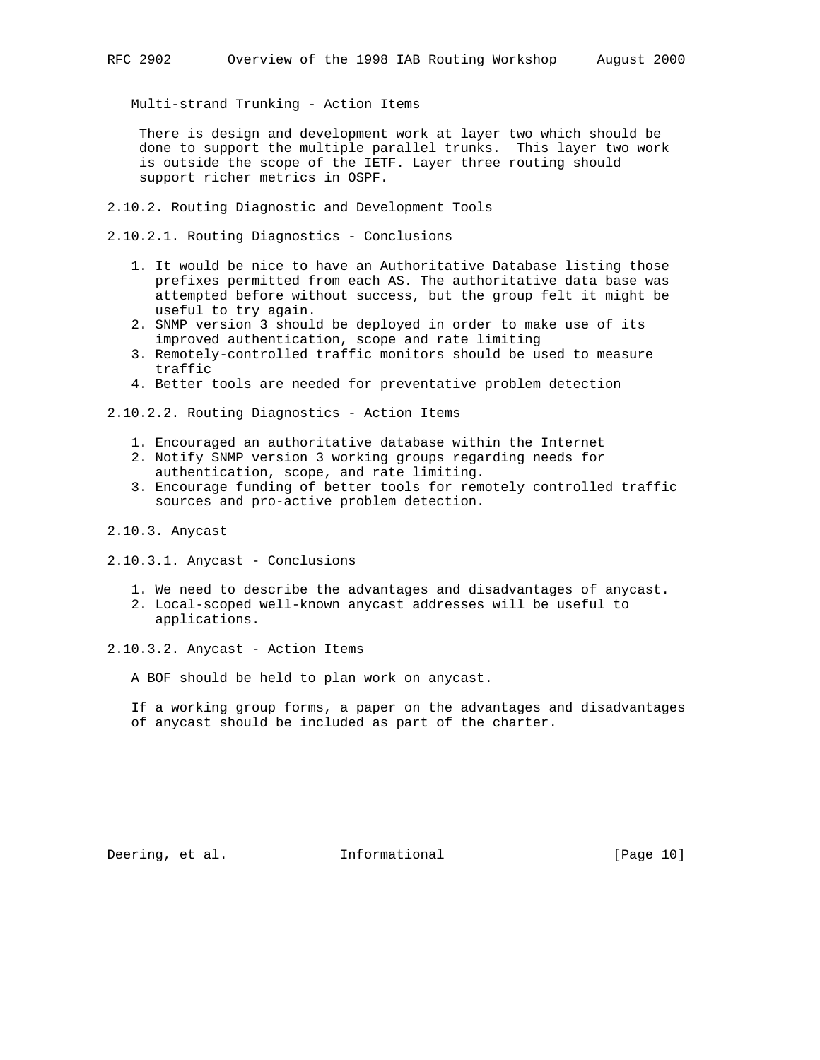Multi-strand Trunking - Action Items

There is design and development work at layer two which should be done to support the multiple parallel trunks. This layer two work is outside the scope of the IETF. Layer three routing should support richer metrics in OSPF.

### 2.10.2. Routing Diagnostic and Development Tools

#### 2.10.2.1. Routing Diagnostics - Conclusions

1. It would be nice to have an Authoritative Database listing those prefixes permitted from each AS. The authoritative data base was attempted before without success, but the group felt it might be useful to try again.
2. SNMP version 3 should be deployed in order to make use of its improved authentication, scope and rate limiting
3. Remotely-controlled traffic monitors should be used to measure traffic
4. Better tools are needed for preventative problem detection

#### 2.10.2.2. Routing Diagnostics - Action Items

1. Encouraged an authoritative database within the Internet
2. Notify SNMP version 3 working groups regarding needs for authentication, scope, and rate limiting.
3. Encourage funding of better tools for remotely controlled traffic sources and pro-active problem detection.

### 2.10.3. Anycast

#### 2.10.3.1. Anycast - Conclusions

1. We need to describe the advantages and disadvantages of anycast.
2. Local-scoped well-known anycast addresses will be useful to applications.

#### 2.10.3.2. Anycast - Action Items

A BOF should be held to plan work on anycast.

If a working group forms, a paper on the advantages and disadvantages of anycast should be included as part of the charter.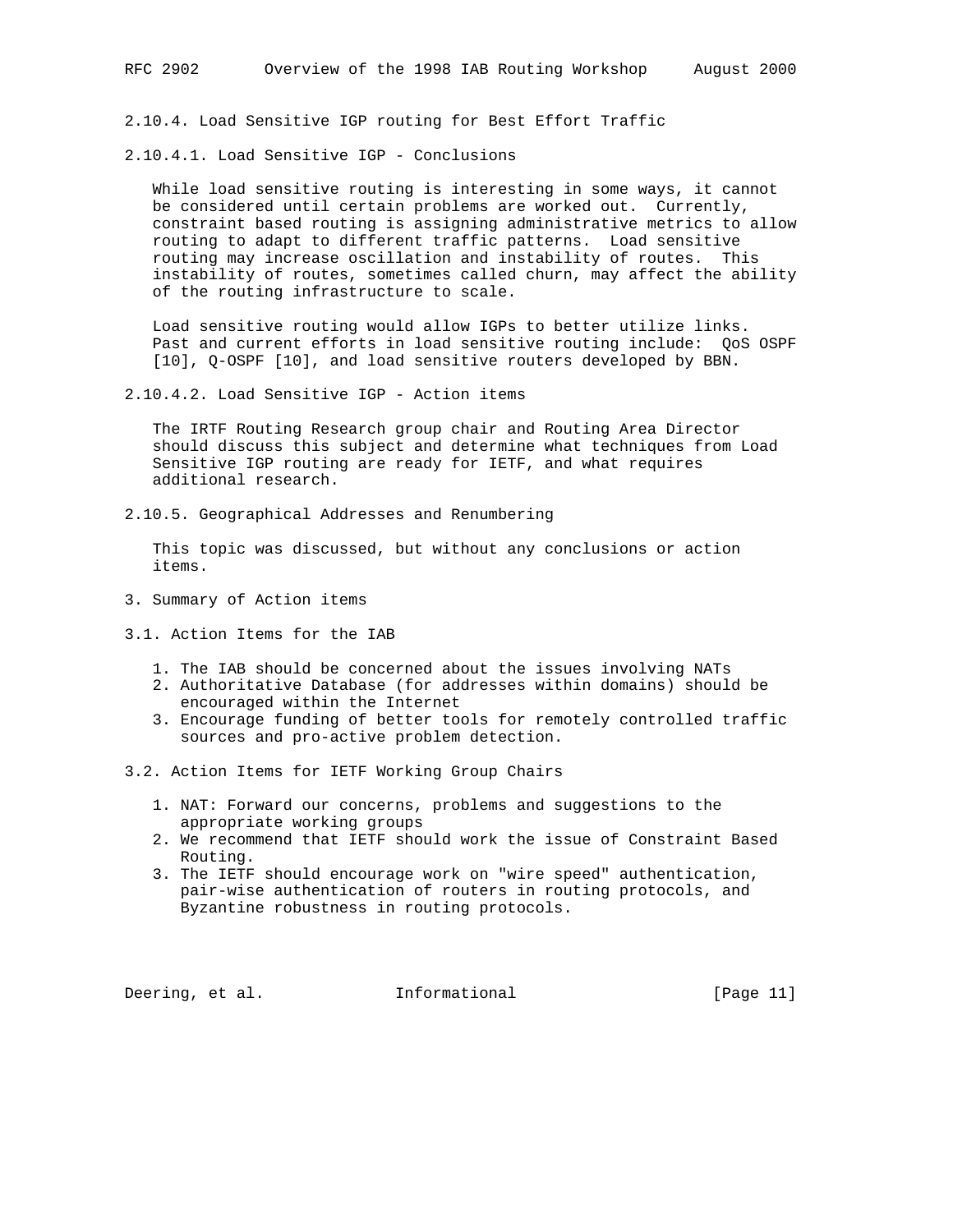#### 2.10.4. Load Sensitive IGP routing for Best Effort Traffic

##### 2.10.4.1. Load Sensitive IGP - Conclusions

While load sensitive routing is interesting in some ways, it cannot be considered until certain problems are worked out. Currently, constraint based routing is assigning administrative metrics to allow routing to adapt to different traffic patterns. Load sensitive routing may increase oscillation and instability of routes. This instability of routes, sometimes called churn, may affect the ability of the routing infrastructure to scale.

Load sensitive routing would allow IGPs to better utilize links. Past and current efforts in load sensitive routing include: QoS OSPF [10], Q-OSPF [10], and load sensitive routers developed by BBN.

##### 2.10.4.2. Load Sensitive IGP - Action items

The IRTF Routing Research group chair and Routing Area Director should discuss this subject and determine what techniques from Load Sensitive IGP routing are ready for IETF, and what requires additional research.

#### 2.10.5. Geographical Addresses and Renumbering

This topic was discussed, but without any conclusions or action items.

## 3. Summary of Action items

### 3.1. Action Items for the IAB

1. The IAB should be concerned about the issues involving NATs
2. Authoritative Database (for addresses within domains) should be encouraged within the Internet
3. Encourage funding of better tools for remotely controlled traffic sources and pro-active problem detection.

### 3.2. Action Items for IETF Working Group Chairs

1. NAT: Forward our concerns, problems and suggestions to the appropriate working groups
2. We recommend that IETF should work the issue of Constraint Based Routing.
3. The IETF should encourage work on "wire speed" authentication, pair-wise authentication of routers in routing protocols, and Byzantine robustness in routing protocols.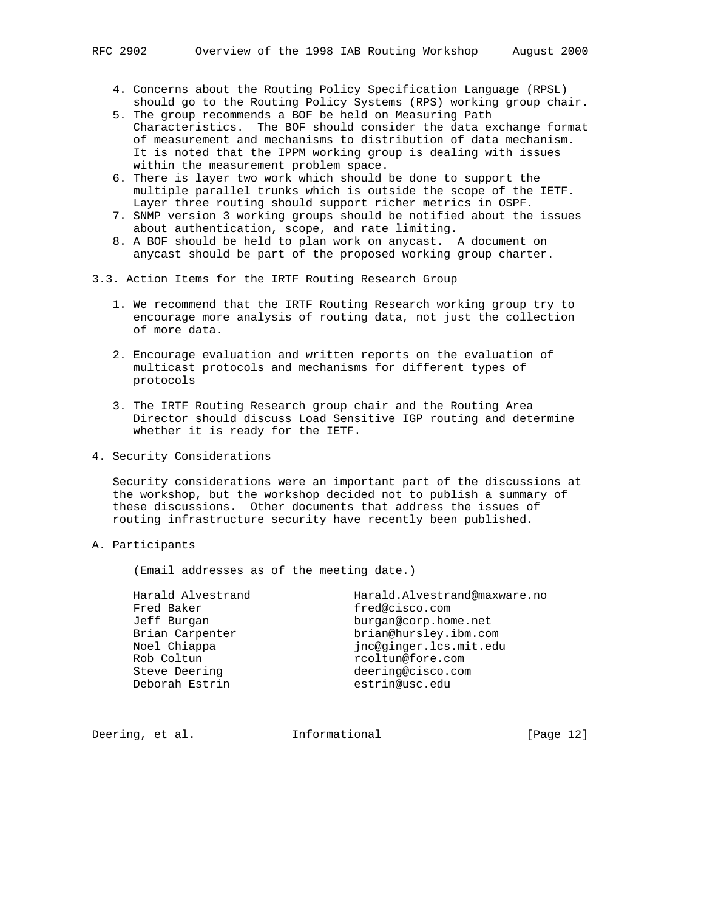4. Concerns about the Routing Policy Specification Language (RPSL) should go to the Routing Policy Systems (RPS) working group chair.
5. The group recommends a BOF be held on Measuring Path Characteristics. The BOF should consider the data exchange format of measurement and mechanisms to distribution of data mechanism. It is noted that the IPPM working group is dealing with issues within the measurement problem space.
6. There is layer two work which should be done to support the multiple parallel trunks which is outside the scope of the IETF. Layer three routing should support richer metrics in OSPF.
7. SNMP version 3 working groups should be notified about the issues about authentication, scope, and rate limiting.
8. A BOF should be held to plan work on anycast. A document on anycast should be part of the proposed working group charter.

### 3.3. Action Items for the IRTF Routing Research Group

1. We recommend that the IRTF Routing Research working group try to encourage more analysis of routing data, not just the collection of more data.

2. Encourage evaluation and written reports on the evaluation of multicast protocols and mechanisms for different types of protocols

3. The IRTF Routing Research group chair and the Routing Area Director should discuss Load Sensitive IGP routing and determine whether it is ready for the IETF.

## 4. Security Considerations

Security considerations were an important part of the discussions at the workshop, but the workshop decided not to publish a summary of these discussions. Other documents that address the issues of routing infrastructure security have recently been published.

## A. Participants

(Email addresses as of the meeting date.)

| | |
|---|---|
| Harald Alvestrand | Harald.Alvestrand@maxware.no |
| Fred Baker | fred@cisco.com |
| Jeff Burgan | burgan@corp.home.net |
| Brian Carpenter | brian@hursley.ibm.com |
| Noel Chiappa | jnc@ginger.lcs.mit.edu |
| Rob Coltun | rcoltun@fore.com |
| Steve Deering | deering@cisco.com |
| Deborah Estrin | estrin@usc.edu |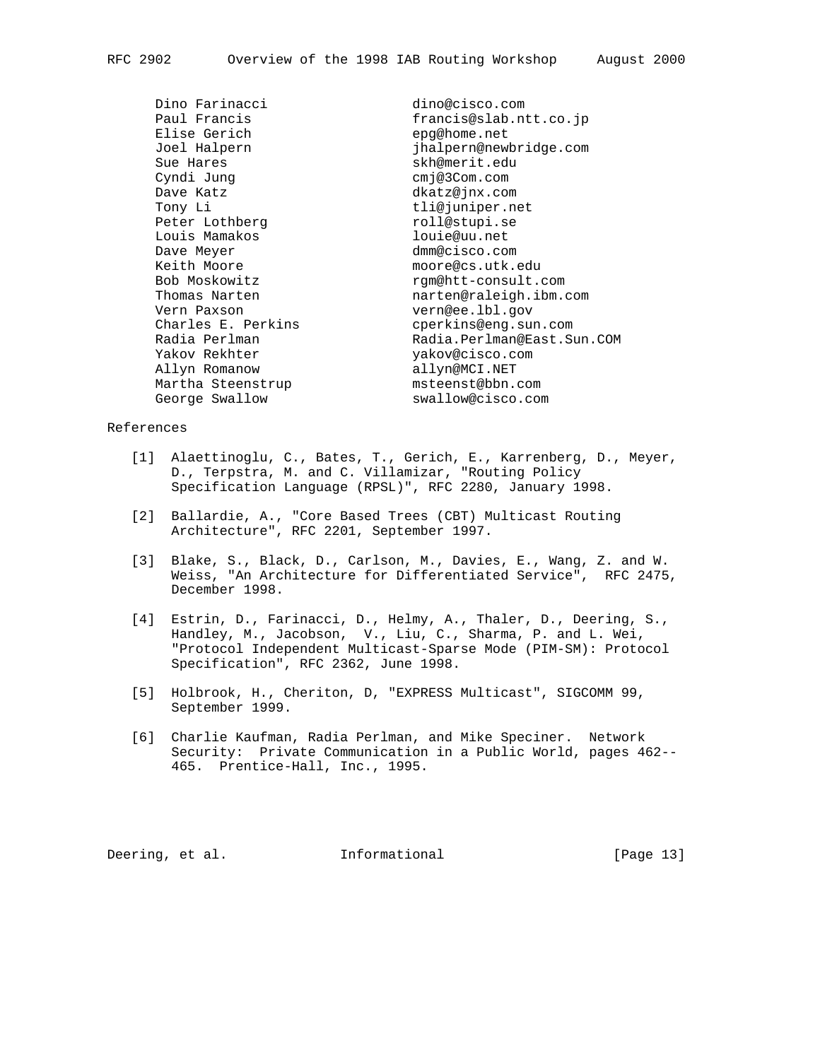| | |
|---|---|
| Dino Farinacci | dino@cisco.com |
| Paul Francis | francis@slab.ntt.co.jp |
| Elise Gerich | epg@home.net |
| Joel Halpern | jhalpern@newbridge.com |
| Sue Hares | skh@merit.edu |
| Cyndi Jung | cmj@3Com.com |
| Dave Katz | dkatz@jnx.com |
| Tony Li | tli@juniper.net |
| Peter Lothberg | roll@stupi.se |
| Louis Mamakos | louie@uu.net |
| Dave Meyer | dmm@cisco.com |
| Keith Moore | moore@cs.utk.edu |
| Bob Moskowitz | rgm@htt-consult.com |
| Thomas Narten | narten@raleigh.ibm.com |
| Vern Paxson | vern@ee.lbl.gov |
| Charles E. Perkins | cperkins@eng.sun.com |
| Radia Perlman | Radia.Perlman@East.Sun.COM |
| Yakov Rekhter | yakov@cisco.com |
| Allyn Romanow | allyn@MCI.NET |
| Martha Steenstrup | msteenst@bbn.com |
| George Swallow | swallow@cisco.com |

References

[1] Alaettinoglu, C., Bates, T., Gerich, E., Karrenberg, D., Meyer, D., Terpstra, M. and C. Villamizar, "Routing Policy Specification Language (RPSL)", RFC 2280, January 1998.

[2] Ballardie, A., "Core Based Trees (CBT) Multicast Routing Architecture", RFC 2201, September 1997.

[3] Blake, S., Black, D., Carlson, M., Davies, E., Wang, Z. and W. Weiss, "An Architecture for Differentiated Service", RFC 2475, December 1998.

[4] Estrin, D., Farinacci, D., Helmy, A., Thaler, D., Deering, S., Handley, M., Jacobson, V., Liu, C., Sharma, P. and L. Wei, "Protocol Independent Multicast-Sparse Mode (PIM-SM): Protocol Specification", RFC 2362, June 1998.

[5] Holbrook, H., Cheriton, D, "EXPRESS Multicast", SIGCOMM 99, September 1999.

[6] Charlie Kaufman, Radia Perlman, and Mike Speciner. Network Security: Private Communication in a Public World, pages 462--465. Prentice-Hall, Inc., 1995.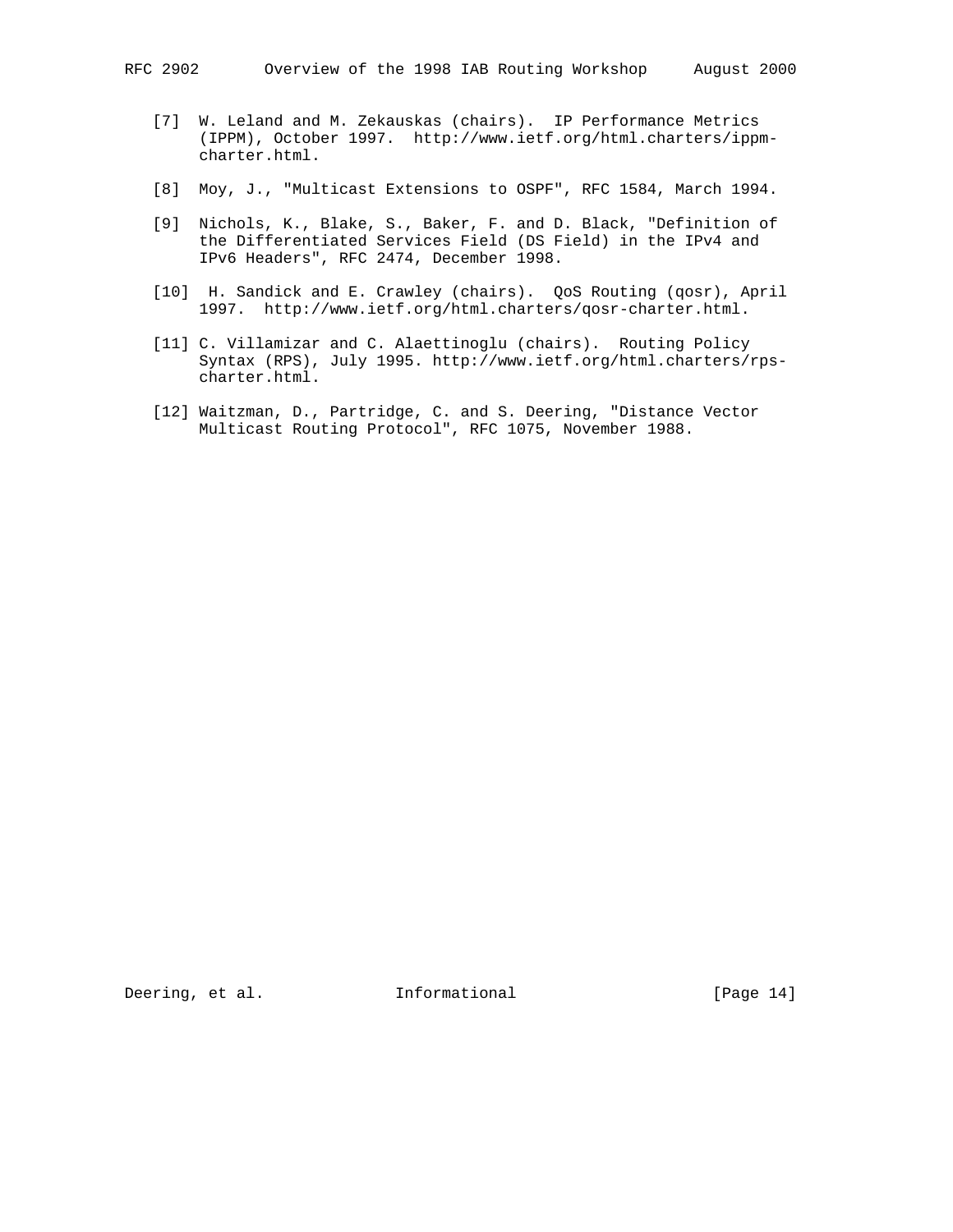[7] W. Leland and M. Zekauskas (chairs). IP Performance Metrics (IPPM), October 1997. http://www.ietf.org/html.charters/ippm-charter.html.

[8] Moy, J., "Multicast Extensions to OSPF", RFC 1584, March 1994.

[9] Nichols, K., Blake, S., Baker, F. and D. Black, "Definition of the Differentiated Services Field (DS Field) in the IPv4 and IPv6 Headers", RFC 2474, December 1998.

[10] H. Sandick and E. Crawley (chairs). QoS Routing (qosr), April 1997. http://www.ietf.org/html.charters/qosr-charter.html.

[11] C. Villamizar and C. Alaettinoglu (chairs). Routing Policy Syntax (RPS), July 1995. http://www.ietf.org/html.charters/rps-charter.html.

[12] Waitzman, D., Partridge, C. and S. Deering, "Distance Vector Multicast Routing Protocol", RFC 1075, November 1988.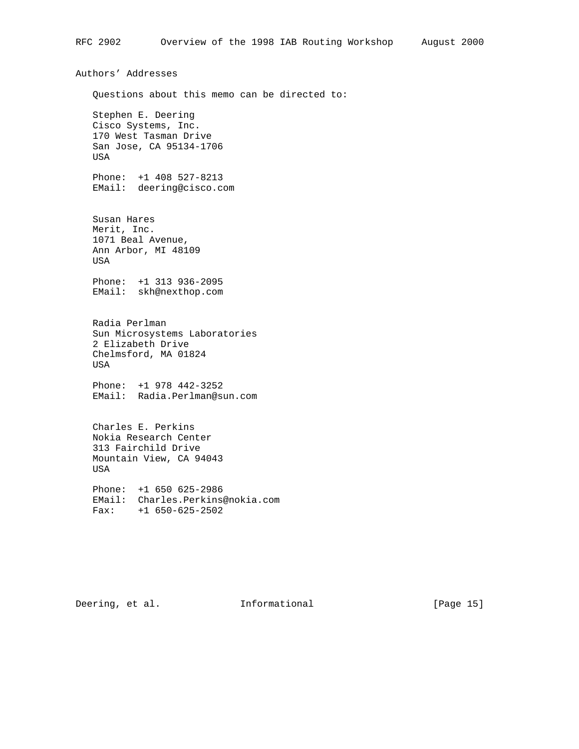## Authors' Addresses

Questions about this memo can be directed to:

Stephen E. Deering
Cisco Systems, Inc.
170 West Tasman Drive
San Jose, CA 95134-1706
USA

Phone: +1 408 527-8213
EMail: deering@cisco.com

Susan Hares
Merit, Inc.
1071 Beal Avenue,
Ann Arbor, MI 48109
USA

Phone: +1 313 936-2095
EMail: skh@nexthop.com

Radia Perlman
Sun Microsystems Laboratories
2 Elizabeth Drive
Chelmsford, MA 01824
USA

Phone: +1 978 442-3252
EMail: Radia.Perlman@sun.com

Charles E. Perkins
Nokia Research Center
313 Fairchild Drive
Mountain View, CA 94043
USA

Phone: +1 650 625-2986
EMail: Charles.Perkins@nokia.com
Fax: +1 650-625-2502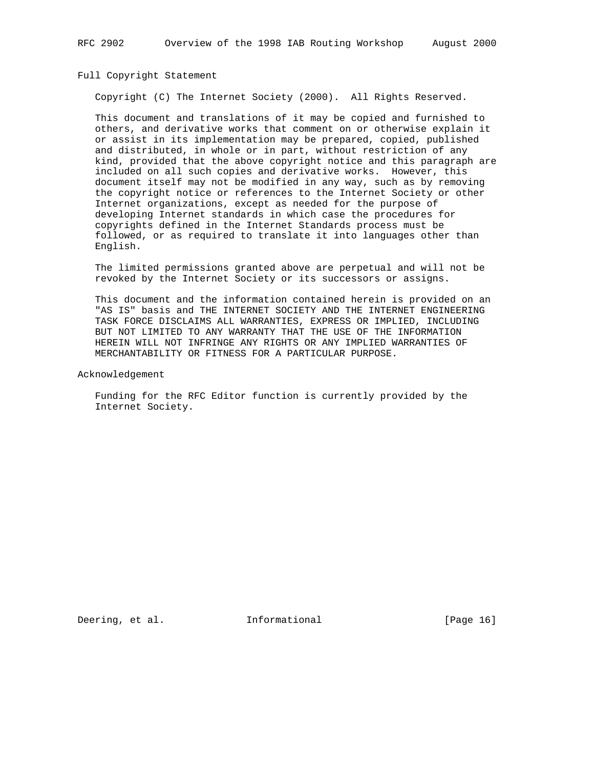## Full Copyright Statement

Copyright (C) The Internet Society (2000). All Rights Reserved.

This document and translations of it may be copied and furnished to others, and derivative works that comment on or otherwise explain it or assist in its implementation may be prepared, copied, published and distributed, in whole or in part, without restriction of any kind, provided that the above copyright notice and this paragraph are included on all such copies and derivative works. However, this document itself may not be modified in any way, such as by removing the copyright notice or references to the Internet Society or other Internet organizations, except as needed for the purpose of developing Internet standards in which case the procedures for copyrights defined in the Internet Standards process must be followed, or as required to translate it into languages other than English.

The limited permissions granted above are perpetual and will not be revoked by the Internet Society or its successors or assigns.

This document and the information contained herein is provided on an "AS IS" basis and THE INTERNET SOCIETY AND THE INTERNET ENGINEERING TASK FORCE DISCLAIMS ALL WARRANTIES, EXPRESS OR IMPLIED, INCLUDING BUT NOT LIMITED TO ANY WARRANTY THAT THE USE OF THE INFORMATION HEREIN WILL NOT INFRINGE ANY RIGHTS OR ANY IMPLIED WARRANTIES OF MERCHANTABILITY OR FITNESS FOR A PARTICULAR PURPOSE.

## Acknowledgement

Funding for the RFC Editor function is currently provided by the Internet Society.